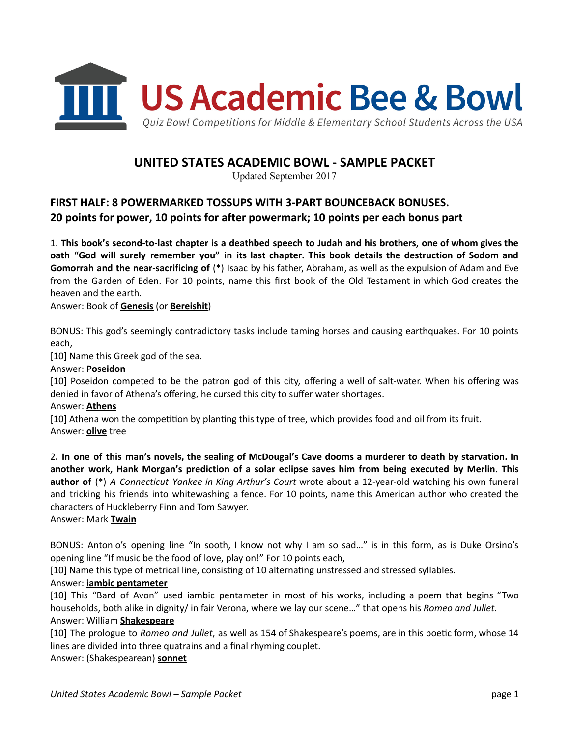# US Academic Bee & Bowl

*Quiz Bowl Competitions for Middle & Elementary School Students Across the USA*

## UNITED STATES ACADEMIC BOWL - SAMPLE PACKET

Updated September 2017

### FIRST HALF: 8 POWERMARKED TOSSUPS WITH 3-PART BOUNCEBACK BONUSES.
### 20 points for power, 10 points for after powermark; 10 points per each bonus part

1. **This book's second-to-last chapter is a deathbed speech to Judah and his brothers, one of whom gives the oath "God will surely remember you" in its last chapter. This book details the destruction of Sodom and Gomorrah and the near-sacrificing of** (*) Isaac by his father, Abraham, as well as the expulsion of Adam and Eve from the Garden of Eden. For 10 points, name this first book of the Old Testament in which God creates the heaven and the earth.
Answer: Book of **<u>Genesis</u>** (or **<u>Bereishit</u>**)

BONUS: This god's seemingly contradictory tasks include taming horses and causing earthquakes. For 10 points each,
[10] Name this Greek god of the sea.
Answer: **<u>Poseidon</u>**
[10] Poseidon competed to be the patron god of this city, offering a well of salt-water. When his offering was denied in favor of Athena's offering, he cursed this city to suffer water shortages.
Answer: **<u>Athens</u>**
[10] Athena won the competition by planting this type of tree, which provides food and oil from its fruit.
Answer: **<u>olive</u>** tree

2. **In one of this man's novels, the sealing of McDougal's Cave dooms a murderer to death by starvation. In another work, Hank Morgan's prediction of a solar eclipse saves him from being executed by Merlin. This author of** (*) *A Connecticut Yankee in King Arthur's Court* wrote about a 12-year-old watching his own funeral and tricking his friends into whitewashing a fence. For 10 points, name this American author who created the characters of Huckleberry Finn and Tom Sawyer.
Answer: Mark **<u>Twain</u>**

BONUS: Antonio's opening line "In sooth, I know not why I am so sad…" is in this form, as is Duke Orsino's opening line "If music be the food of love, play on!" For 10 points each,
[10] Name this type of metrical line, consisting of 10 alternating unstressed and stressed syllables.
Answer: **<u>iambic pentameter</u>**
[10] This "Bard of Avon" used iambic pentameter in most of his works, including a poem that begins "Two households, both alike in dignity/ in fair Verona, where we lay our scene…" that opens his *Romeo and Juliet*.
Answer: William **<u>Shakespeare</u>**
[10] The prologue to *Romeo and Juliet*, as well as 154 of Shakespeare's poems, are in this poetic form, whose 14 lines are divided into three quatrains and a final rhyming couplet.
Answer: (Shakespearean) **<u>sonnet</u>**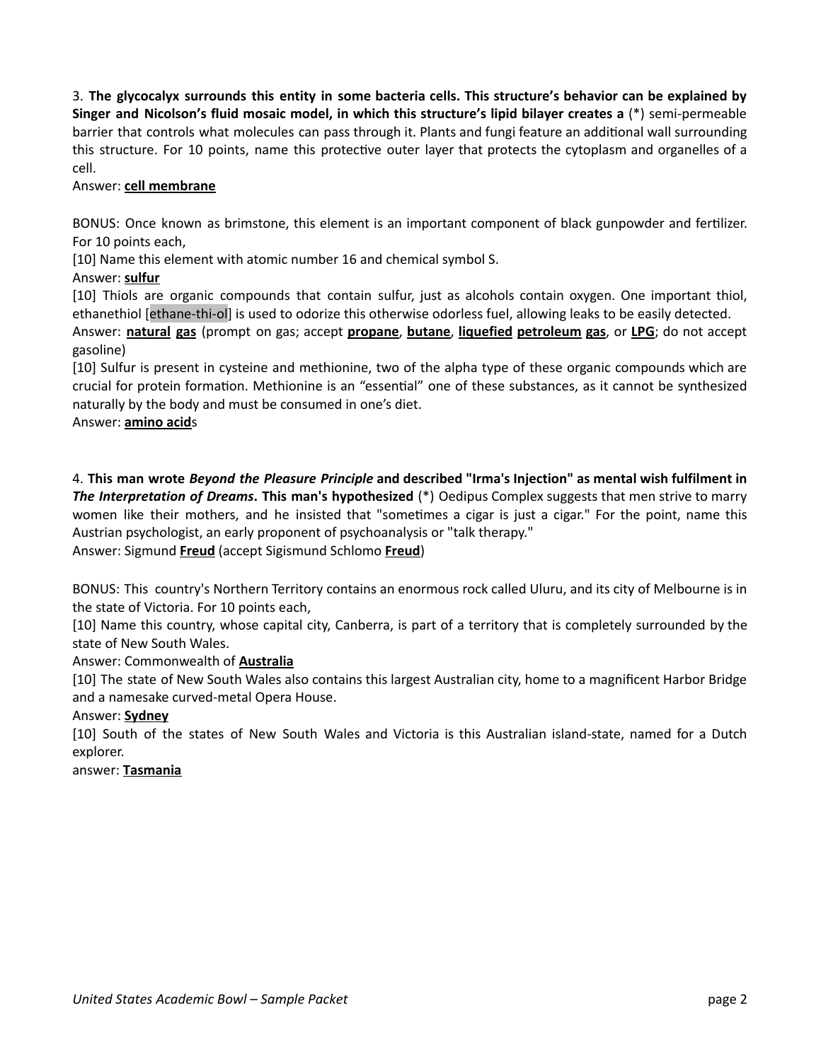3. **The glycocalyx surrounds this entity in some bacteria cells. This structure's behavior can be explained by Singer and Nicolson's fluid mosaic model, in which this structure's lipid bilayer creates a** (*) semi-permeable barrier that controls what molecules can pass through it. Plants and fungi feature an additional wall surrounding this structure. For 10 points, name this protective outer layer that protects the cytoplasm and organelles of a cell.
Answer: **cell membrane**

BONUS: Once known as brimstone, this element is an important component of black gunpowder and fertilizer. For 10 points each,
[10] Name this element with atomic number 16 and chemical symbol S.
Answer: **sulfur**
[10] Thiols are organic compounds that contain sulfur, just as alcohols contain oxygen. One important thiol, ethanethiol [ethane-thi-ol] is used to odorize this otherwise odorless fuel, allowing leaks to be easily detected.
Answer: **natural gas** (prompt on gas; accept **propane**, **butane**, **liquefied petroleum gas**, or **LPG**; do not accept gasoline)
[10] Sulfur is present in cysteine and methionine, two of the alpha type of these organic compounds which are crucial for protein formation. Methionine is an "essential" one of these substances, as it cannot be synthesized naturally by the body and must be consumed in one's diet.
Answer: **amino acid**s

4. **This man wrote *Beyond the Pleasure Principle* and described "Irma's Injection" as mental wish fulfilment in *The Interpretation of Dreams*. This man's hypothesized** (*) Oedipus Complex suggests that men strive to marry women like their mothers, and he insisted that "sometimes a cigar is just a cigar." For the point, name this Austrian psychologist, an early proponent of psychoanalysis or "talk therapy."
Answer: Sigmund **Freud** (accept Sigismund Schlomo **Freud**)

BONUS: This country's Northern Territory contains an enormous rock called Uluru, and its city of Melbourne is in the state of Victoria. For 10 points each,
[10] Name this country, whose capital city, Canberra, is part of a territory that is completely surrounded by the state of New South Wales.
Answer: Commonwealth of **Australia**
[10] The state of New South Wales also contains this largest Australian city, home to a magnificent Harbor Bridge and a namesake curved-metal Opera House.
Answer: **Sydney**
[10] South of the states of New South Wales and Victoria is this Australian island-state, named for a Dutch explorer.
answer: **Tasmania**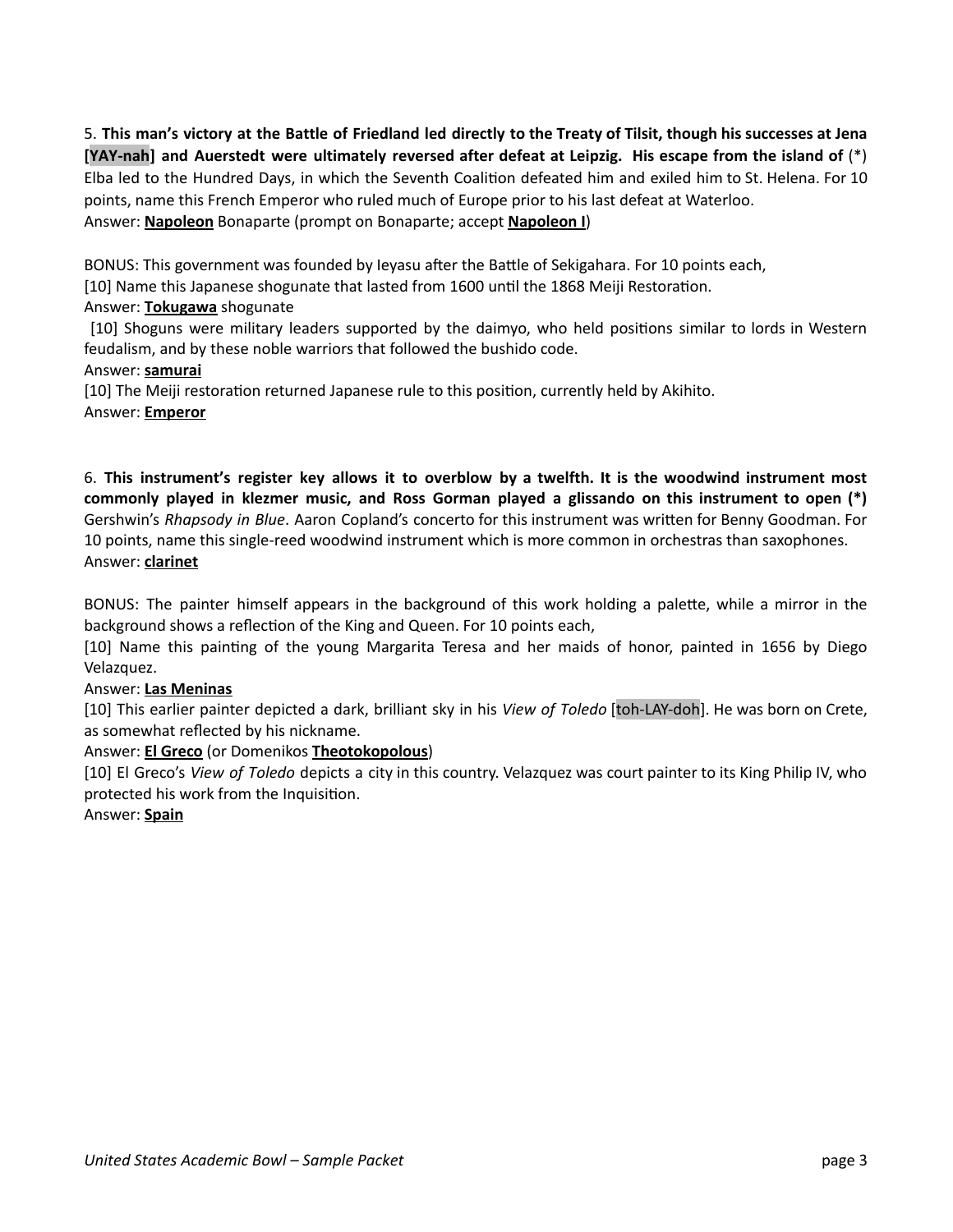5. **This man's victory at the Battle of Friedland led directly to the Treaty of Tilsit, though his successes at Jena [YAY-nah] and Auerstedt were ultimately reversed after defeat at Leipzig. His escape from the island of** (*) Elba led to the Hundred Days, in which the Seventh Coalition defeated him and exiled him to St. Helena. For 10 points, name this French Emperor who ruled much of Europe prior to his last defeat at Waterloo.
Answer: **Napoleon** Bonaparte (prompt on Bonaparte; accept **Napoleon I**)

BONUS: This government was founded by Ieyasu after the Battle of Sekigahara. For 10 points each,
[10] Name this Japanese shogunate that lasted from 1600 until the 1868 Meiji Restoration.
Answer: **Tokugawa** shogunate
[10] Shoguns were military leaders supported by the daimyo, who held positions similar to lords in Western feudalism, and by these noble warriors that followed the bushido code.
Answer: **samurai**
[10] The Meiji restoration returned Japanese rule to this position, currently held by Akihito.
Answer: **Emperor**

6. **This instrument's register key allows it to overblow by a twelfth. It is the woodwind instrument most commonly played in klezmer music, and Ross Gorman played a glissando on this instrument to open (*)** Gershwin's *Rhapsody in Blue*. Aaron Copland's concerto for this instrument was written for Benny Goodman. For 10 points, name this single-reed woodwind instrument which is more common in orchestras than saxophones.
Answer: **clarinet**

BONUS: The painter himself appears in the background of this work holding a palette, while a mirror in the background shows a reflection of the King and Queen. For 10 points each,
[10] Name this painting of the young Margarita Teresa and her maids of honor, painted in 1656 by Diego Velazquez.
Answer: **Las Meninas**
[10] This earlier painter depicted a dark, brilliant sky in his *View of Toledo* [toh-LAY-doh]. He was born on Crete, as somewhat reflected by his nickname.
Answer: **El Greco** (or Domenikos **Theotokopolous**)
[10] El Greco's *View of Toledo* depicts a city in this country. Velazquez was court painter to its King Philip IV, who protected his work from the Inquisition.
Answer: **Spain**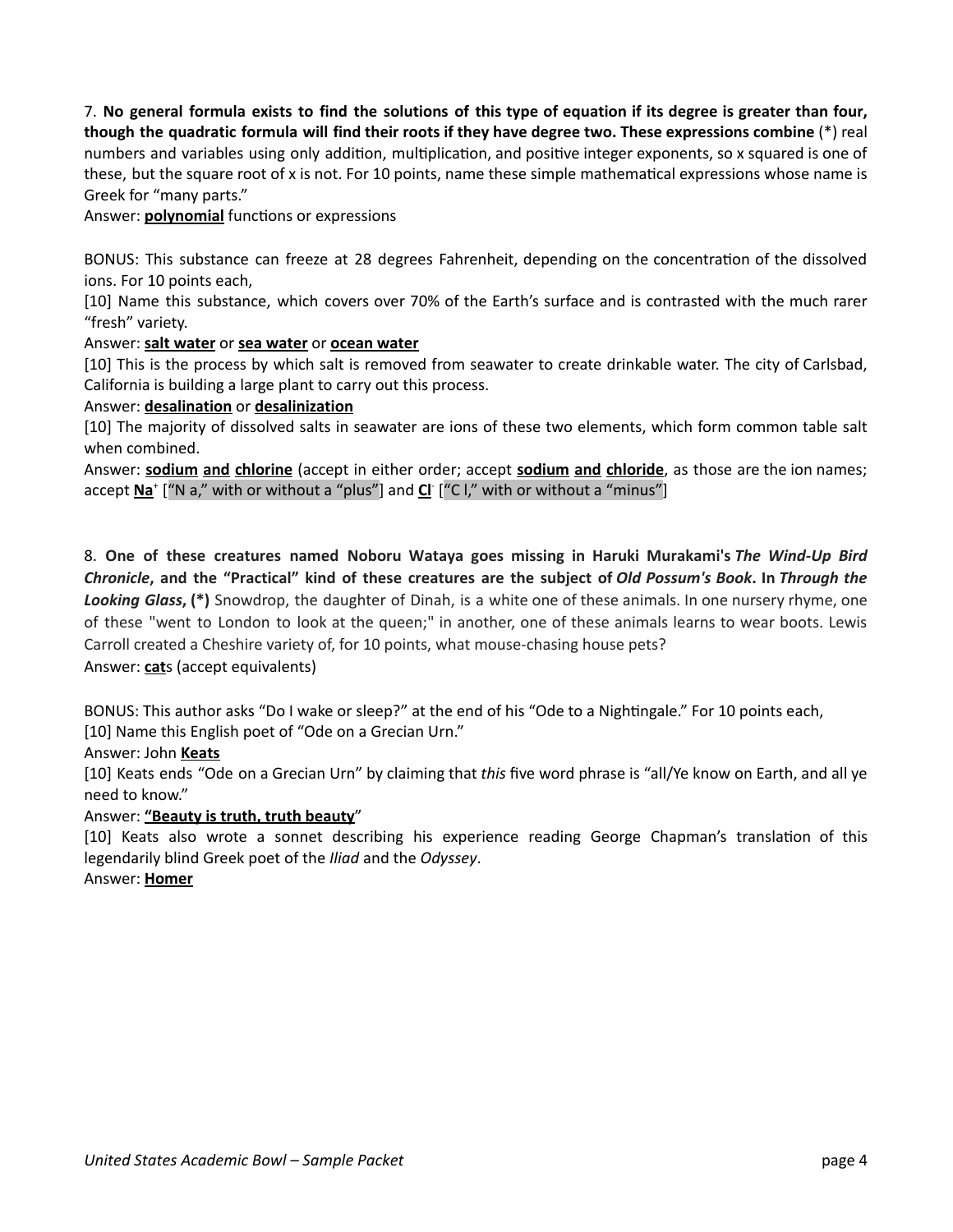7. **No general formula exists to find the solutions of this type of equation if its degree is greater than four, though the quadratic formula will find their roots if they have degree two. These expressions combine** (*) real numbers and variables using only addition, multiplication, and positive integer exponents, so x squared is one of these, but the square root of x is not. For 10 points, name these simple mathematical expressions whose name is Greek for "many parts."

Answer: **polynomial** functions or expressions

BONUS: This substance can freeze at 28 degrees Fahrenheit, depending on the concentration of the dissolved ions. For 10 points each,

[10] Name this substance, which covers over 70% of the Earth's surface and is contrasted with the much rarer "fresh" variety.

Answer: **salt water** or **sea water** or **ocean water**

[10] This is the process by which salt is removed from seawater to create drinkable water. The city of Carlsbad, California is building a large plant to carry out this process.

Answer: **desalination** or **desalinization**

[10] The majority of dissolved salts in seawater are ions of these two elements, which form common table salt when combined.

Answer: **sodium and chlorine** (accept in either order; accept **sodium and chloride**, as those are the ion names; accept $Na^+$ ["N a," with or without a "plus"] and $Cl^-$ ["C l," with or without a "minus"]

8. **One of these creatures named Noboru Wataya goes missing in Haruki Murakami's *The Wind-Up Bird Chronicle*, and the "Practical" kind of these creatures are the subject of *Old Possum's Book*. In *Through the Looking Glass*, (*)** Snowdrop, the daughter of Dinah, is a white one of these animals. In one nursery rhyme, one of these "went to London to look at the queen;" in another, one of these animals learns to wear boots. Lewis Carroll created a Cheshire variety of, for 10 points, what mouse-chasing house pets?

Answer: **cat**s (accept equivalents)

BONUS: This author asks "Do I wake or sleep?" at the end of his "Ode to a Nightingale." For 10 points each,

[10] Name this English poet of "Ode on a Grecian Urn."

Answer: John **Keats**

[10] Keats ends "Ode on a Grecian Urn" by claiming that *this* five word phrase is "all/Ye know on Earth, and all ye need to know."

Answer: **"Beauty is truth, truth beauty**"

[10] Keats also wrote a sonnet describing his experience reading George Chapman's translation of this legendarily blind Greek poet of the *Iliad* and the *Odyssey*.

Answer: **Homer**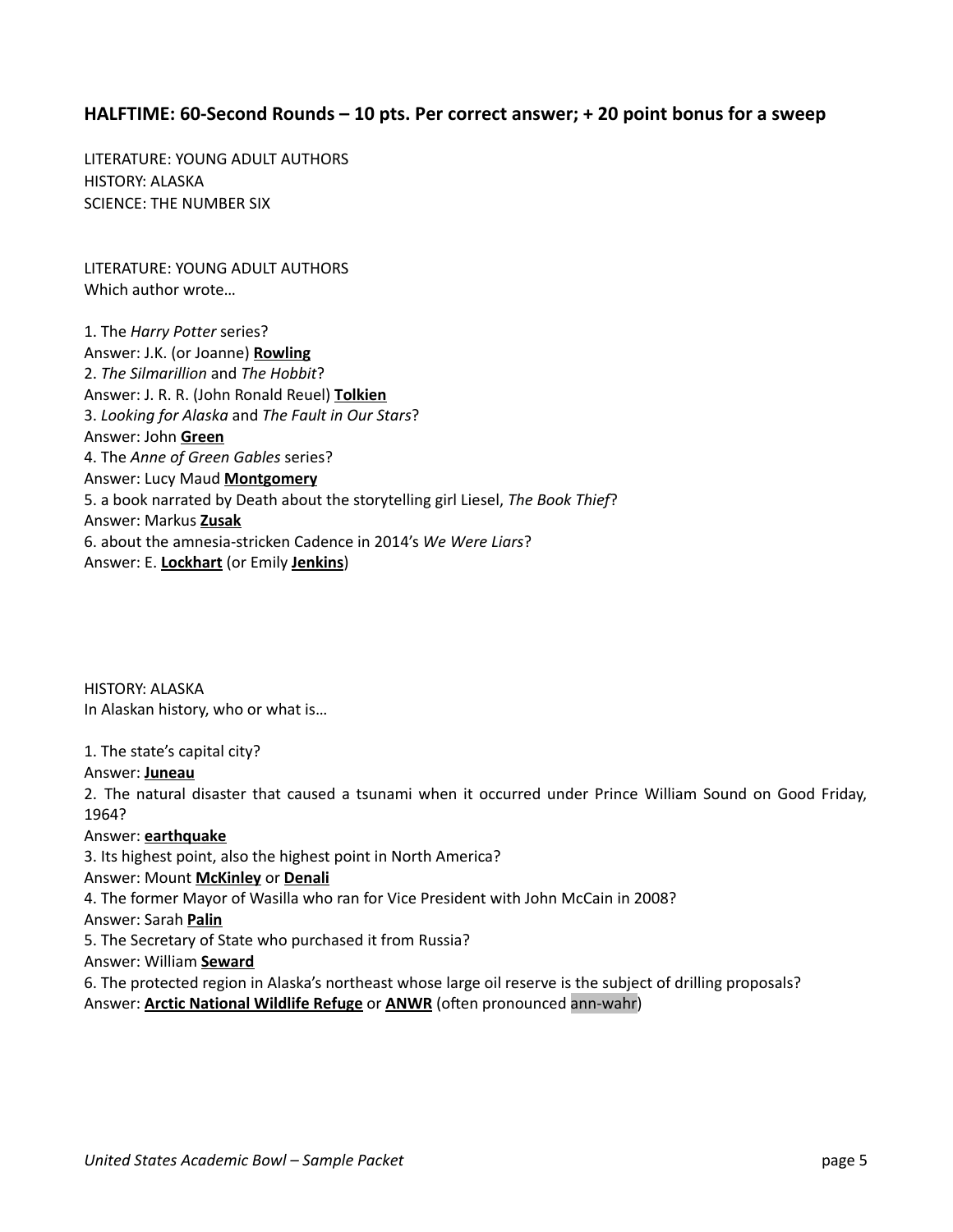## HALFTIME: 60-Second Rounds – 10 pts. Per correct answer; + 20 point bonus for a sweep

LITERATURE: YOUNG ADULT AUTHORS
HISTORY: ALASKA
SCIENCE: THE NUMBER SIX

LITERATURE: YOUNG ADULT AUTHORS
Which author wrote…

1. The *Harry Potter* series?
Answer: J.K. (or Joanne) **Rowling**
2. *The Silmarillion* and *The Hobbit*?
Answer: J. R. R. (John Ronald Reuel) **Tolkien**
3. *Looking for Alaska* and *The Fault in Our Stars*?
Answer: John **Green**
4. The *Anne of Green Gables* series?
Answer: Lucy Maud **Montgomery**
5. a book narrated by Death about the storytelling girl Liesel, *The Book Thief*?
Answer: Markus **Zusak**
6. about the amnesia-stricken Cadence in 2014's *We Were Liars*?
Answer: E. **Lockhart** (or Emily **Jenkins**)

HISTORY: ALASKA
In Alaskan history, who or what is…

1. The state's capital city?
Answer: **Juneau**
2. The natural disaster that caused a tsunami when it occurred under Prince William Sound on Good Friday, 1964?
Answer: **earthquake**
3. Its highest point, also the highest point in North America?
Answer: Mount **McKinley** or **Denali**
4. The former Mayor of Wasilla who ran for Vice President with John McCain in 2008?
Answer: Sarah **Palin**
5. The Secretary of State who purchased it from Russia?
Answer: William **Seward**
6. The protected region in Alaska's northeast whose large oil reserve is the subject of drilling proposals?
Answer: **Arctic National Wildlife Refuge** or **ANWR** (often pronounced ann-wahr)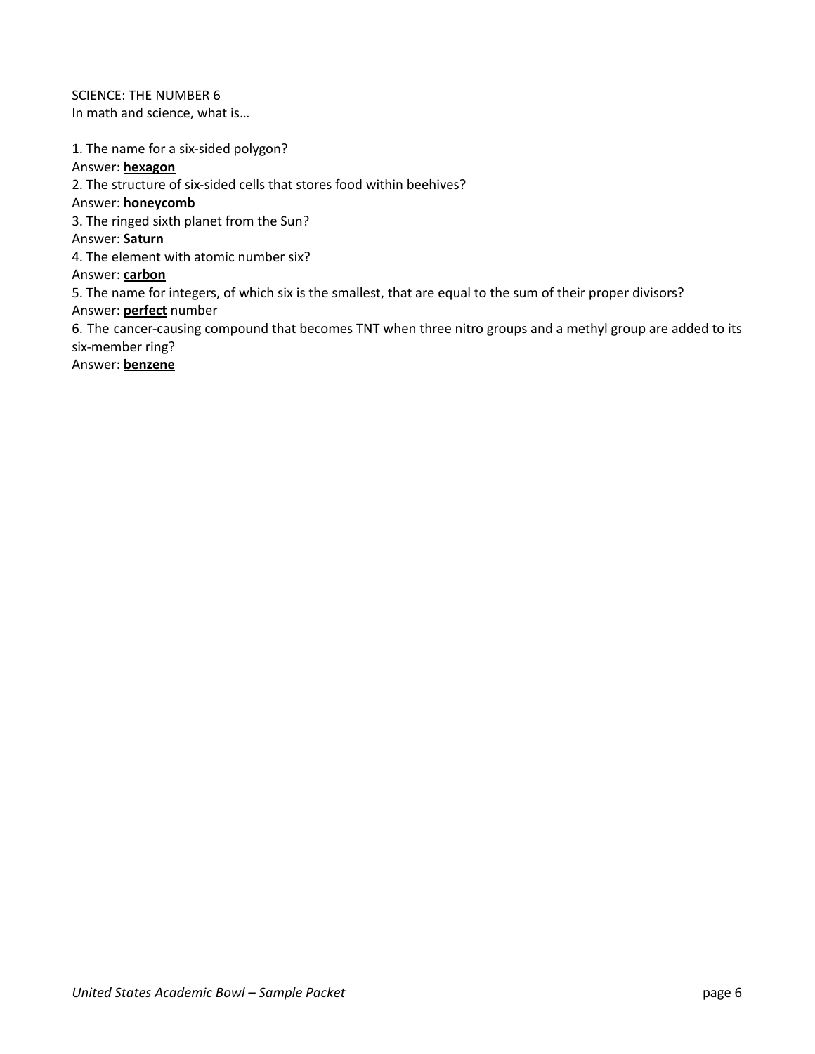SCIENCE: THE NUMBER 6

In math and science, what is…

1. The name for a six-sided polygon?

Answer: **hexagon**

2. The structure of six-sided cells that stores food within beehives?

Answer: **honeycomb**

3. The ringed sixth planet from the Sun?

Answer: **Saturn**

4. The element with atomic number six?

Answer: **carbon**

5. The name for integers, of which six is the smallest, that are equal to the sum of their proper divisors?

Answer: **perfect** number

6. The cancer-causing compound that becomes TNT when three nitro groups and a methyl group are added to its six-member ring?

Answer: **benzene**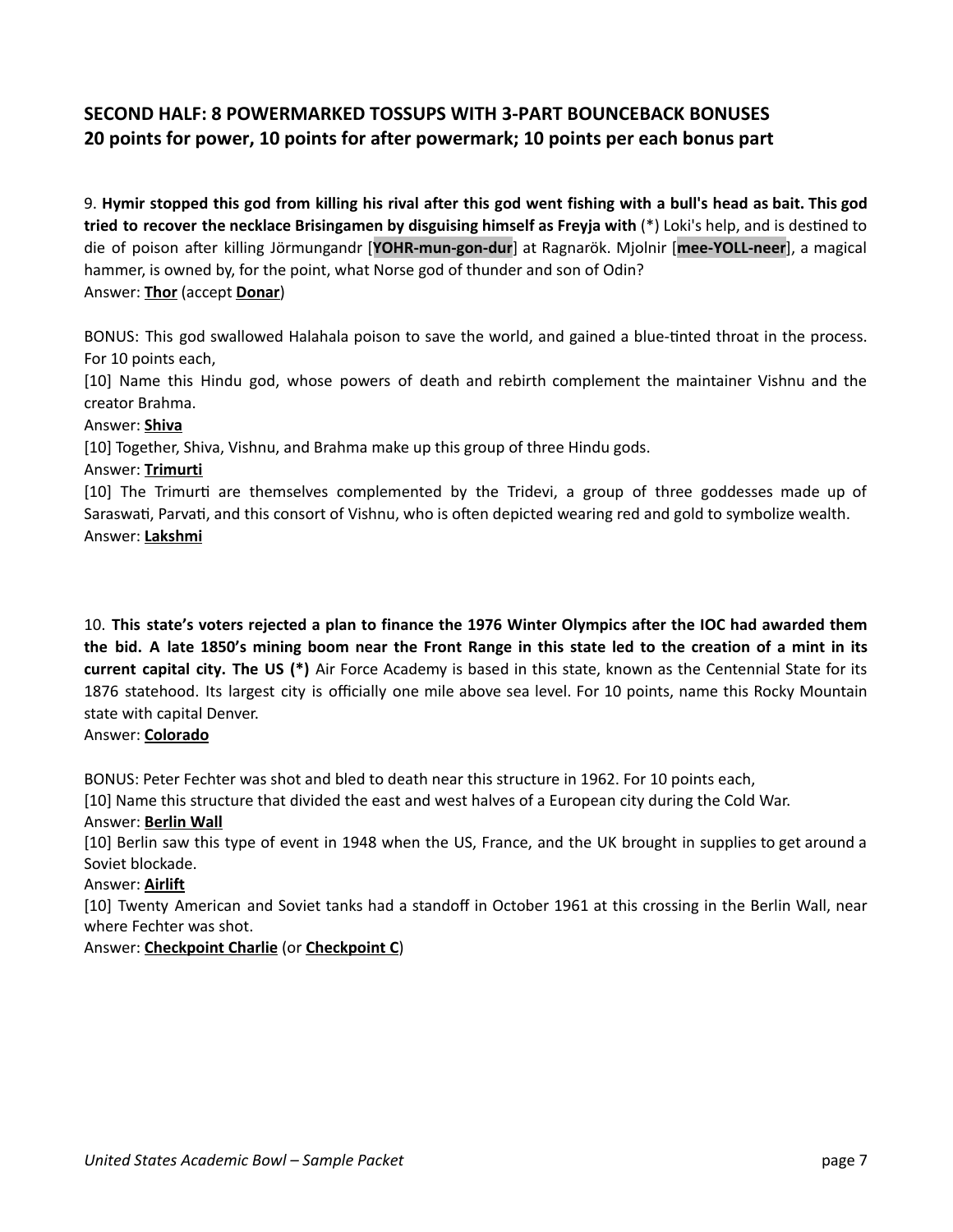## SECOND HALF: 8 POWERMARKED TOSSUPS WITH 3-PART BOUNCEBACK BONUSES
## 20 points for power, 10 points for after powermark; 10 points per each bonus part

9. **Hymir stopped this god from killing his rival after this god went fishing with a bull's head as bait. This god tried to recover the necklace Brisingamen by disguising himself as Freyja with** (*) Loki's help, and is destined to die of poison after killing Jörmungandr [**YOHR-mun-gon-dur**] at Ragnarök. Mjolnir [**mee-YOLL-neer**], a magical hammer, is owned by, for the point, what Norse god of thunder and son of Odin?
Answer: **<u>Thor</u>** (accept **<u>Donar</u>**)

BONUS: This god swallowed Halahala poison to save the world, and gained a blue-tinted throat in the process. For 10 points each,
[10] Name this Hindu god, whose powers of death and rebirth complement the maintainer Vishnu and the creator Brahma.
Answer: **<u>Shiva</u>**
[10] Together, Shiva, Vishnu, and Brahma make up this group of three Hindu gods.
Answer: **<u>Trimurti</u>**
[10] The Trimurti are themselves complemented by the Tridevi, a group of three goddesses made up of Saraswati, Parvati, and this consort of Vishnu, who is often depicted wearing red and gold to symbolize wealth.
Answer: **<u>Lakshmi</u>**

10. **This state's voters rejected a plan to finance the 1976 Winter Olympics after the IOC had awarded them the bid. A late 1850's mining boom near the Front Range in this state led to the creation of a mint in its current capital city. The US (*)** Air Force Academy is based in this state, known as the Centennial State for its 1876 statehood. Its largest city is officially one mile above sea level. For 10 points, name this Rocky Mountain state with capital Denver.
Answer: **<u>Colorado</u>**

BONUS: Peter Fechter was shot and bled to death near this structure in 1962. For 10 points each,
[10] Name this structure that divided the east and west halves of a European city during the Cold War.
Answer: **<u>Berlin Wall</u>**
[10] Berlin saw this type of event in 1948 when the US, France, and the UK brought in supplies to get around a Soviet blockade.
Answer: **<u>Airlift</u>**
[10] Twenty American and Soviet tanks had a standoff in October 1961 at this crossing in the Berlin Wall, near where Fechter was shot.
Answer: **<u>Checkpoint Charlie</u>** (or **<u>Checkpoint C</u>**)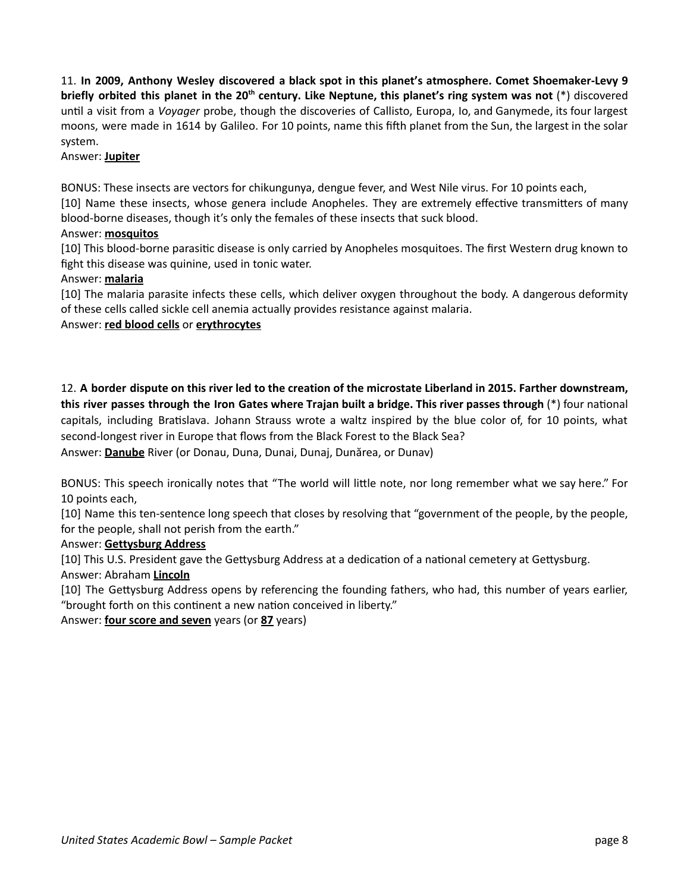11. **In 2009, Anthony Wesley discovered a black spot in this planet's atmosphere. Comet Shoemaker-Levy 9 briefly orbited this planet in the 20th century. Like Neptune, this planet's ring system was not** (*) discovered until a visit from a *Voyager* probe, though the discoveries of Callisto, Europa, Io, and Ganymede, its four largest moons, were made in 1614 by Galileo. For 10 points, name this fifth planet from the Sun, the largest in the solar system.
Answer: **<u>Jupiter</u>**

BONUS: These insects are vectors for chikungunya, dengue fever, and West Nile virus. For 10 points each,
[10] Name these insects, whose genera include Anopheles. They are extremely effective transmitters of many blood-borne diseases, though it's only the females of these insects that suck blood.
Answer: **<u>mosquitos</u>**
[10] This blood-borne parasitic disease is only carried by Anopheles mosquitoes. The first Western drug known to fight this disease was quinine, used in tonic water.
Answer: **<u>malaria</u>**
[10] The malaria parasite infects these cells, which deliver oxygen throughout the body. A dangerous deformity of these cells called sickle cell anemia actually provides resistance against malaria.
Answer: **<u>red blood cells</u>** or **<u>erythrocytes</u>**

12. **A border dispute on this river led to the creation of the microstate Liberland in 2015. Farther downstream, this river passes through the Iron Gates where Trajan built a bridge. This river passes through** (*) four national capitals, including Bratislava. Johann Strauss wrote a waltz inspired by the blue color of, for 10 points, what second-longest river in Europe that flows from the Black Forest to the Black Sea?
Answer: **<u>Danube</u>** River (or Donau, Duna, Dunai, Dunaj, Dunărea, or Dunav)

BONUS: This speech ironically notes that "The world will little note, nor long remember what we say here." For 10 points each,
[10] Name this ten-sentence long speech that closes by resolving that "government of the people, by the people, for the people, shall not perish from the earth."
Answer: **<u>Gettysburg Address</u>**
[10] This U.S. President gave the Gettysburg Address at a dedication of a national cemetery at Gettysburg.
Answer: Abraham **<u>Lincoln</u>**
[10] The Gettysburg Address opens by referencing the founding fathers, who had, this number of years earlier, "brought forth on this continent a new nation conceived in liberty."
Answer: **<u>four score and seven</u>** years (or **<u>87</u>** years)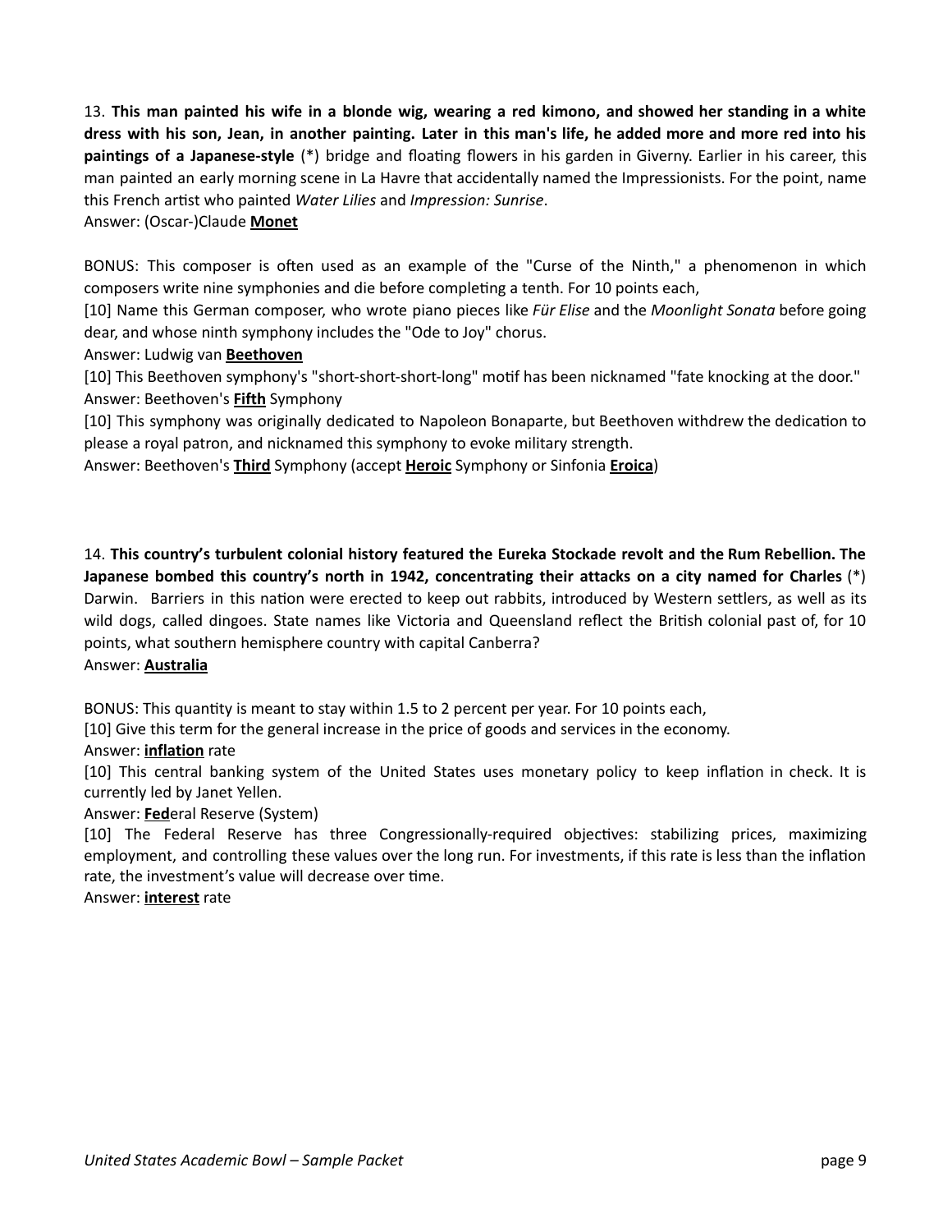13. **This man painted his wife in a blonde wig, wearing a red kimono, and showed her standing in a white dress with his son, Jean, in another painting. Later in this man's life, he added more and more red into his paintings of a Japanese-style** (*) bridge and floating flowers in his garden in Giverny. Earlier in his career, this man painted an early morning scene in La Havre that accidentally named the Impressionists. For the point, name this French artist who painted *Water Lilies* and *Impression: Sunrise*.
Answer: (Oscar-)Claude **Monet**

BONUS: This composer is often used as an example of the "Curse of the Ninth," a phenomenon in which composers write nine symphonies and die before completing a tenth. For 10 points each,

[10] Name this German composer, who wrote piano pieces like *Für Elise* and the *Moonlight Sonata* before going dear, and whose ninth symphony includes the "Ode to Joy" chorus.
Answer: Ludwig van **Beethoven**

[10] This Beethoven symphony's "short-short-short-long" motif has been nicknamed "fate knocking at the door."
Answer: Beethoven's **Fifth** Symphony

[10] This symphony was originally dedicated to Napoleon Bonaparte, but Beethoven withdrew the dedication to please a royal patron, and nicknamed this symphony to evoke military strength.
Answer: Beethoven's **Third** Symphony (accept **Heroic** Symphony or Sinfonia **Eroica**)

14. **This country's turbulent colonial history featured the Eureka Stockade revolt and the Rum Rebellion. The Japanese bombed this country's north in 1942, concentrating their attacks on a city named for Charles** (*) Darwin. Barriers in this nation were erected to keep out rabbits, introduced by Western settlers, as well as its wild dogs, called dingoes. State names like Victoria and Queensland reflect the British colonial past of, for 10 points, what southern hemisphere country with capital Canberra?
Answer: **Australia**

BONUS: This quantity is meant to stay within 1.5 to 2 percent per year. For 10 points each,

[10] Give this term for the general increase in the price of goods and services in the economy.
Answer: **inflation** rate

[10] This central banking system of the United States uses monetary policy to keep inflation in check. It is currently led by Janet Yellen.
Answer: **Fed**eral Reserve (System)

[10] The Federal Reserve has three Congressionally-required objectives: stabilizing prices, maximizing employment, and controlling these values over the long run. For investments, if this rate is less than the inflation rate, the investment's value will decrease over time.
Answer: **interest** rate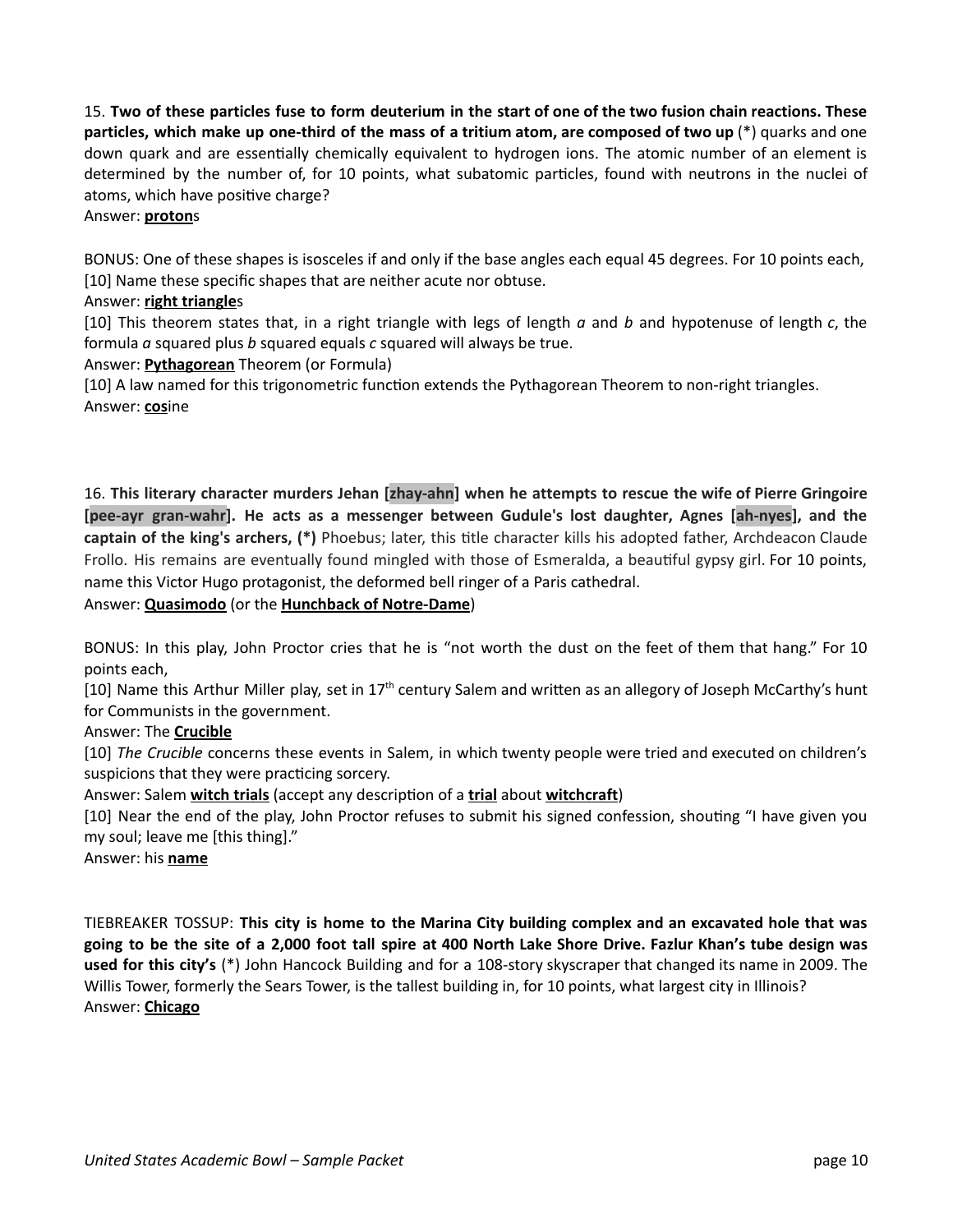15. **Two of these particles fuse to form deuterium in the start of one of the two fusion chain reactions. These particles, which make up one-third of the mass of a tritium atom, are composed of two up** (*) quarks and one down quark and are essentially chemically equivalent to hydrogen ions. The atomic number of an element is determined by the number of, for 10 points, what subatomic particles, found with neutrons in the nuclei of atoms, which have positive charge?
Answer: **proton**s

BONUS: One of these shapes is isosceles if and only if the base angles each equal 45 degrees. For 10 points each,
[10] Name these specific shapes that are neither acute nor obtuse.
Answer: **right triangle**s
[10] This theorem states that, in a right triangle with legs of length *a* and *b* and hypotenuse of length *c*, the formula *a* squared plus *b* squared equals *c* squared will always be true.
Answer: **Pythagorean** Theorem (or Formula)
[10] A law named for this trigonometric function extends the Pythagorean Theorem to non-right triangles.
Answer: **cos**ine

16. **This literary character murders Jehan [zhay-ahn] when he attempts to rescue the wife of Pierre Gringoire [pee-ayr gran-wahr]. He acts as a messenger between Gudule's lost daughter, Agnes [ah-nyes], and the captain of the king's archers, (*)** Phoebus; later, this title character kills his adopted father, Archdeacon Claude Frollo. His remains are eventually found mingled with those of Esmeralda, a beautiful gypsy girl. For 10 points, name this Victor Hugo protagonist, the deformed bell ringer of a Paris cathedral.
Answer: **Quasimodo** (or the **Hunchback of Notre-Dame**)

BONUS: In this play, John Proctor cries that he is "not worth the dust on the feet of them that hang." For 10 points each,
[10] Name this Arthur Miller play, set in 17th century Salem and written as an allegory of Joseph McCarthy's hunt for Communists in the government.
Answer: The **Crucible**
[10] *The Crucible* concerns these events in Salem, in which twenty people were tried and executed on children's suspicions that they were practicing sorcery.
Answer: Salem **witch trials** (accept any description of a **trial** about **witchcraft**)
[10] Near the end of the play, John Proctor refuses to submit his signed confession, shouting "I have given you my soul; leave me [this thing]."
Answer: his **name**

TIEBREAKER TOSSUP: **This city is home to the Marina City building complex and an excavated hole that was going to be the site of a 2,000 foot tall spire at 400 North Lake Shore Drive. Fazlur Khan's tube design was used for this city's** (*) John Hancock Building and for a 108-story skyscraper that changed its name in 2009. The Willis Tower, formerly the Sears Tower, is the tallest building in, for 10 points, what largest city in Illinois?
Answer: **Chicago**